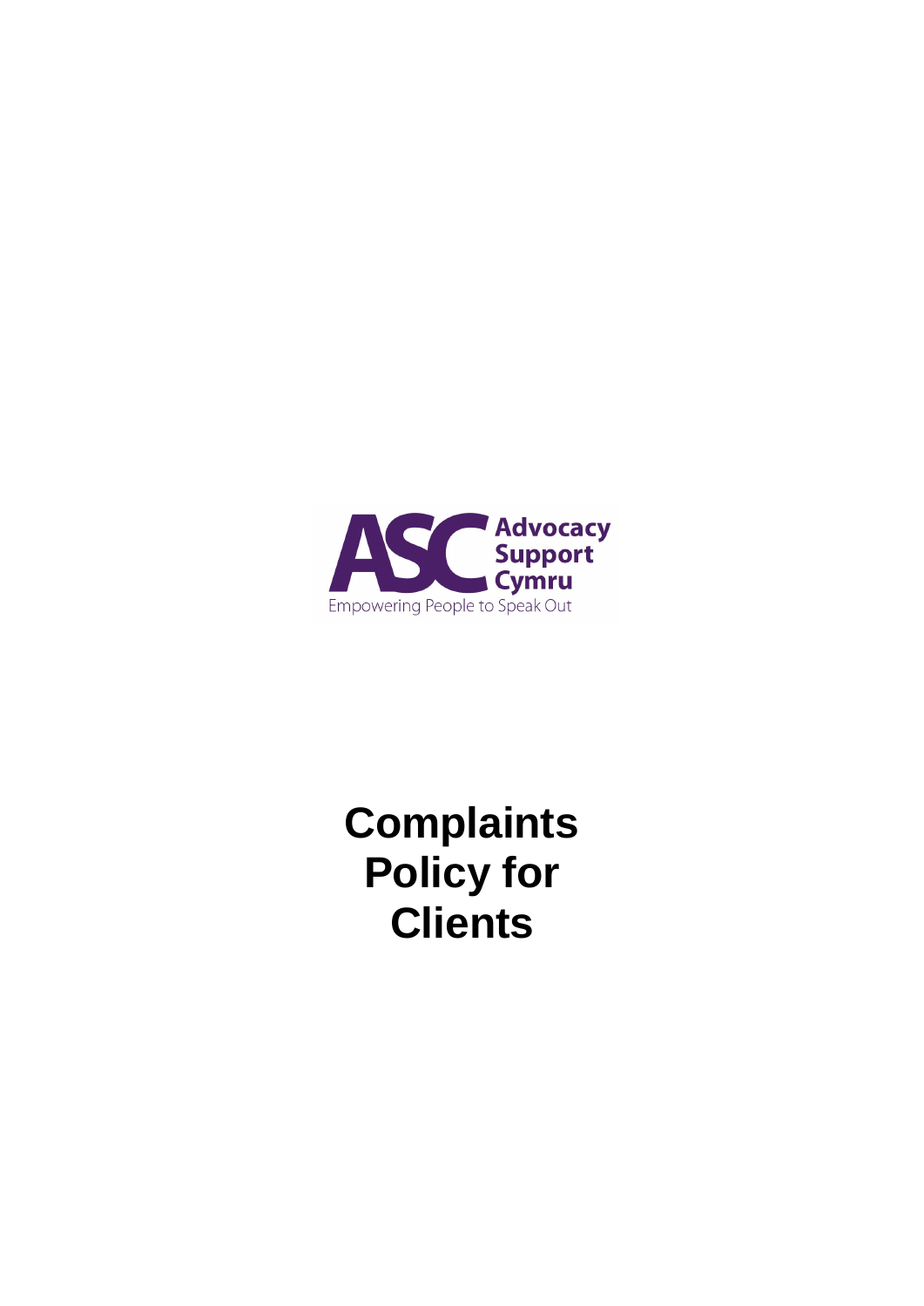ASC Advocacy Support Cymru

Empowering People to Speak Out

# Complaints Policy for Clients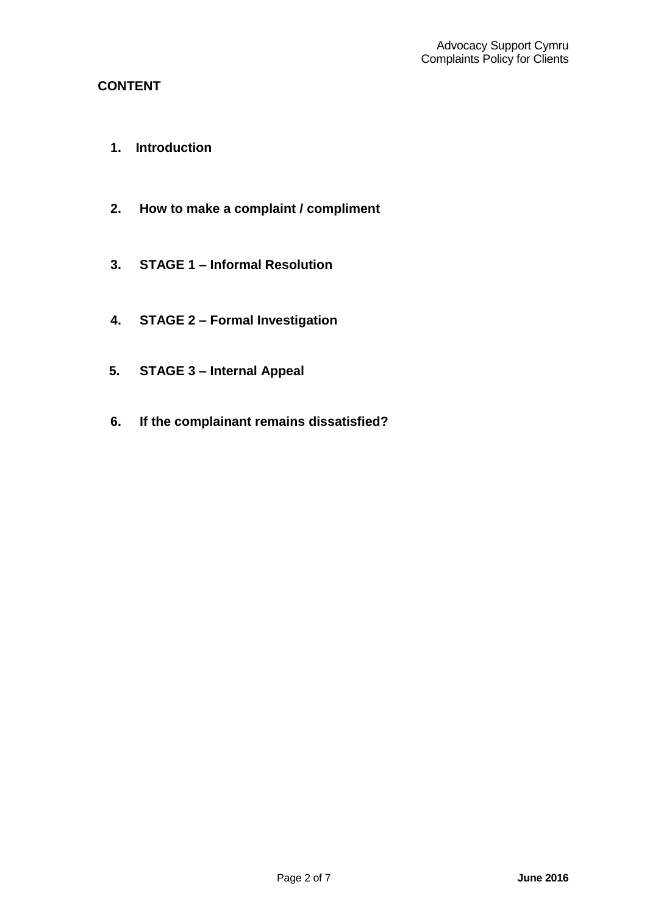**CONTENT**

1. **Introduction**

2. **How to make a complaint / compliment**

3. **STAGE 1 – Informal Resolution**

4. **STAGE 2 – Formal Investigation**

5. **STAGE 3 – Internal Appeal**

6. **If the complainant remains dissatisfied?**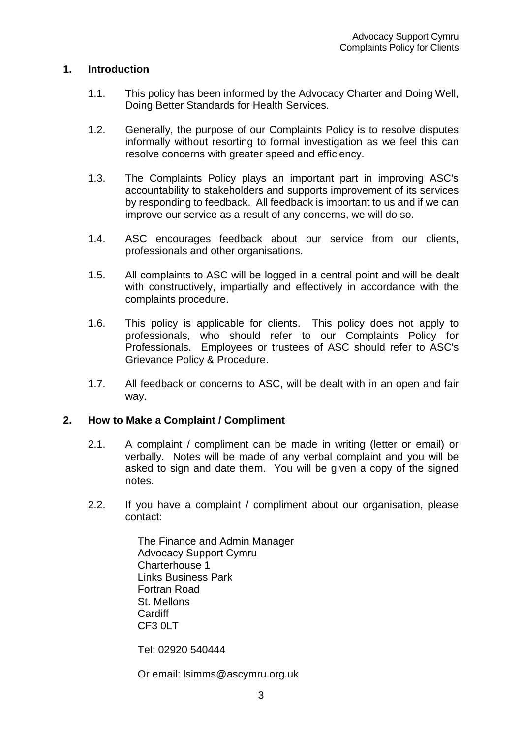## 1. Introduction

1.1. This policy has been informed by the Advocacy Charter and Doing Well, Doing Better Standards for Health Services.

1.2. Generally, the purpose of our Complaints Policy is to resolve disputes informally without resorting to formal investigation as we feel this can resolve concerns with greater speed and efficiency.

1.3. The Complaints Policy plays an important part in improving ASC's accountability to stakeholders and supports improvement of its services by responding to feedback. All feedback is important to us and if we can improve our service as a result of any concerns, we will do so.

1.4. ASC encourages feedback about our service from our clients, professionals and other organisations.

1.5. All complaints to ASC will be logged in a central point and will be dealt with constructively, impartially and effectively in accordance with the complaints procedure.

1.6. This policy is applicable for clients. This policy does not apply to professionals, who should refer to our Complaints Policy for Professionals. Employees or trustees of ASC should refer to ASC's Grievance Policy & Procedure.

1.7. All feedback or concerns to ASC, will be dealt with in an open and fair way.

## 2. How to Make a Complaint / Compliment

2.1. A complaint / compliment can be made in writing (letter or email) or verbally. Notes will be made of any verbal complaint and you will be asked to sign and date them. You will be given a copy of the signed notes.

2.2. If you have a complaint / compliment about our organisation, please contact:

The Finance and Admin Manager
Advocacy Support Cymru
Charterhouse 1
Links Business Park
Fortran Road
St. Mellons
Cardiff
CF3 0LT

Tel: 02920 540444

Or email: lsimms@ascymru.org.uk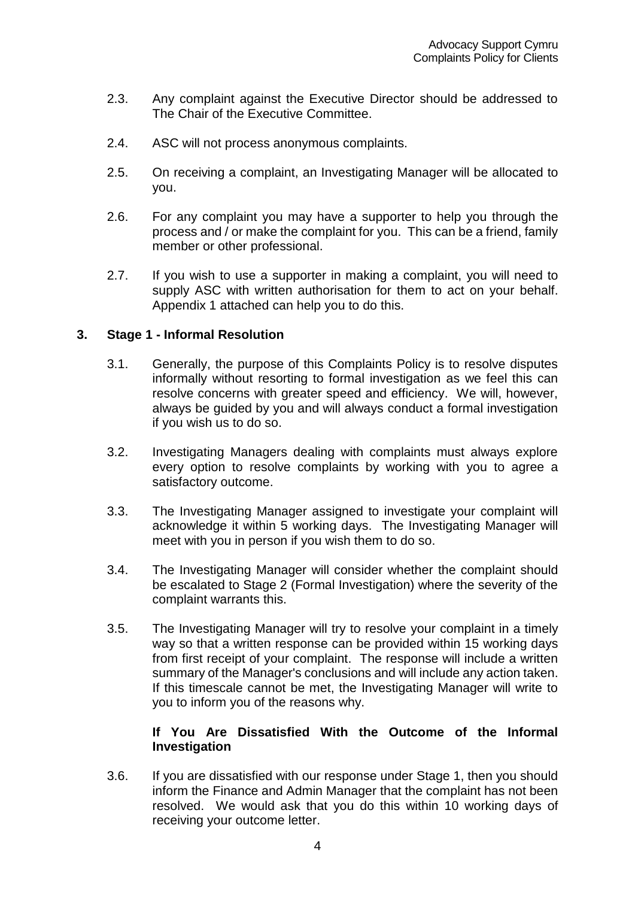2.3. Any complaint against the Executive Director should be addressed to The Chair of the Executive Committee.

2.4. ASC will not process anonymous complaints.

2.5. On receiving a complaint, an Investigating Manager will be allocated to you.

2.6. For any complaint you may have a supporter to help you through the process and / or make the complaint for you. This can be a friend, family member or other professional.

2.7. If you wish to use a supporter in making a complaint, you will need to supply ASC with written authorisation for them to act on your behalf. Appendix 1 attached can help you to do this.

## 3. Stage 1 - Informal Resolution

3.1. Generally, the purpose of this Complaints Policy is to resolve disputes informally without resorting to formal investigation as we feel this can resolve concerns with greater speed and efficiency. We will, however, always be guided by you and will always conduct a formal investigation if you wish us to do so.

3.2. Investigating Managers dealing with complaints must always explore every option to resolve complaints by working with you to agree a satisfactory outcome.

3.3. The Investigating Manager assigned to investigate your complaint will acknowledge it within 5 working days. The Investigating Manager will meet with you in person if you wish them to do so.

3.4. The Investigating Manager will consider whether the complaint should be escalated to Stage 2 (Formal Investigation) where the severity of the complaint warrants this.

3.5. The Investigating Manager will try to resolve your complaint in a timely way so that a written response can be provided within 15 working days from first receipt of your complaint. The response will include a written summary of the Manager's conclusions and will include any action taken. If this timescale cannot be met, the Investigating Manager will write to you to inform you of the reasons why.

### If You Are Dissatisfied With the Outcome of the Informal Investigation

3.6. If you are dissatisfied with our response under Stage 1, then you should inform the Finance and Admin Manager that the complaint has not been resolved. We would ask that you do this within 10 working days of receiving your outcome letter.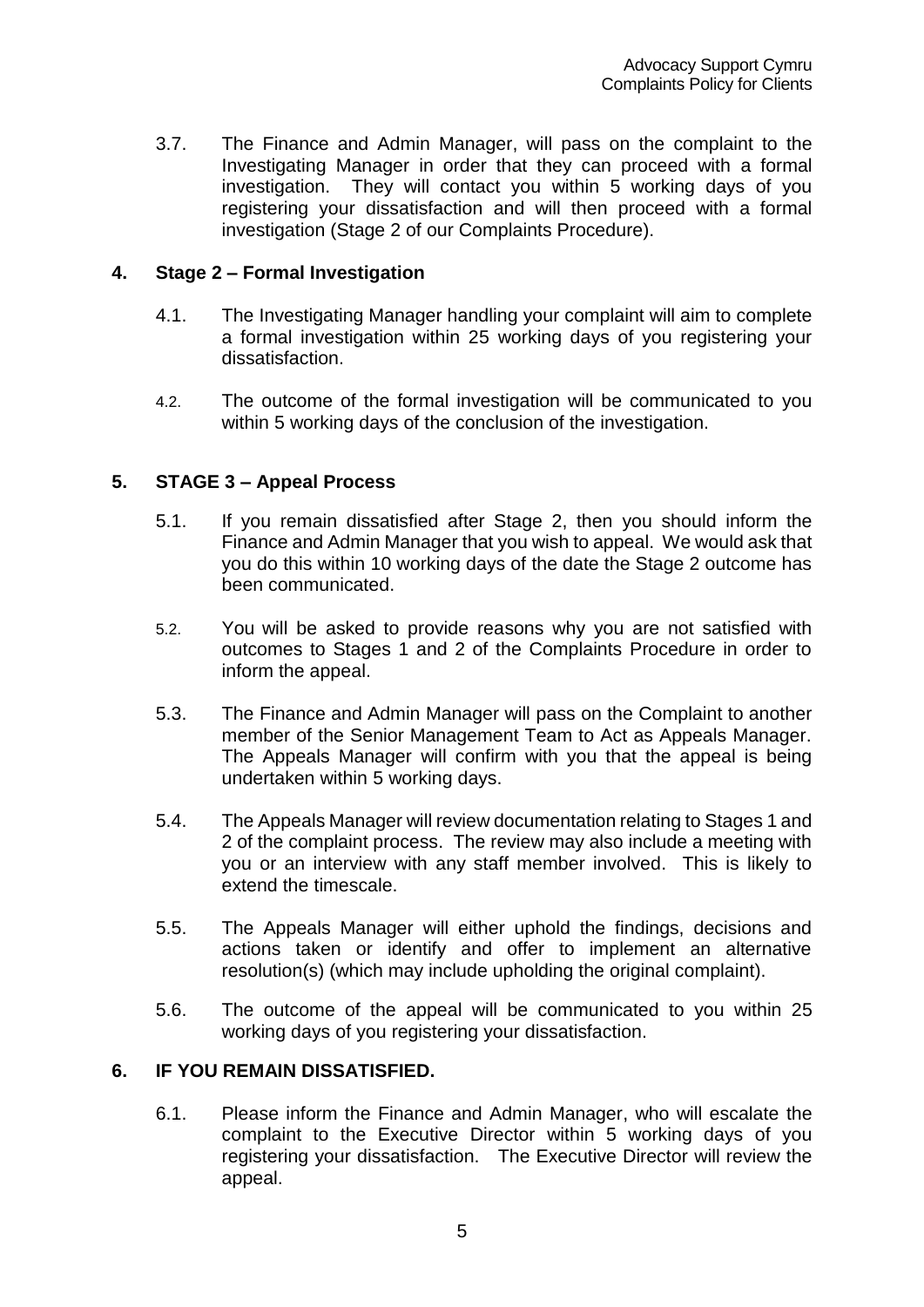3.7. The Finance and Admin Manager, will pass on the complaint to the Investigating Manager in order that they can proceed with a formal investigation. They will contact you within 5 working days of you registering your dissatisfaction and will then proceed with a formal investigation (Stage 2 of our Complaints Procedure).

## 4. Stage 2 – Formal Investigation

4.1. The Investigating Manager handling your complaint will aim to complete a formal investigation within 25 working days of you registering your dissatisfaction.

4.2. The outcome of the formal investigation will be communicated to you within 5 working days of the conclusion of the investigation.

## 5. STAGE 3 – Appeal Process

5.1. If you remain dissatisfied after Stage 2, then you should inform the Finance and Admin Manager that you wish to appeal. We would ask that you do this within 10 working days of the date the Stage 2 outcome has been communicated.

5.2. You will be asked to provide reasons why you are not satisfied with outcomes to Stages 1 and 2 of the Complaints Procedure in order to inform the appeal.

5.3. The Finance and Admin Manager will pass on the Complaint to another member of the Senior Management Team to Act as Appeals Manager. The Appeals Manager will confirm with you that the appeal is being undertaken within 5 working days.

5.4. The Appeals Manager will review documentation relating to Stages 1 and 2 of the complaint process. The review may also include a meeting with you or an interview with any staff member involved. This is likely to extend the timescale.

5.5. The Appeals Manager will either uphold the findings, decisions and actions taken or identify and offer to implement an alternative resolution(s) (which may include upholding the original complaint).

5.6. The outcome of the appeal will be communicated to you within 25 working days of you registering your dissatisfaction.

## 6. IF YOU REMAIN DISSATISFIED.

6.1. Please inform the Finance and Admin Manager, who will escalate the complaint to the Executive Director within 5 working days of you registering your dissatisfaction. The Executive Director will review the appeal.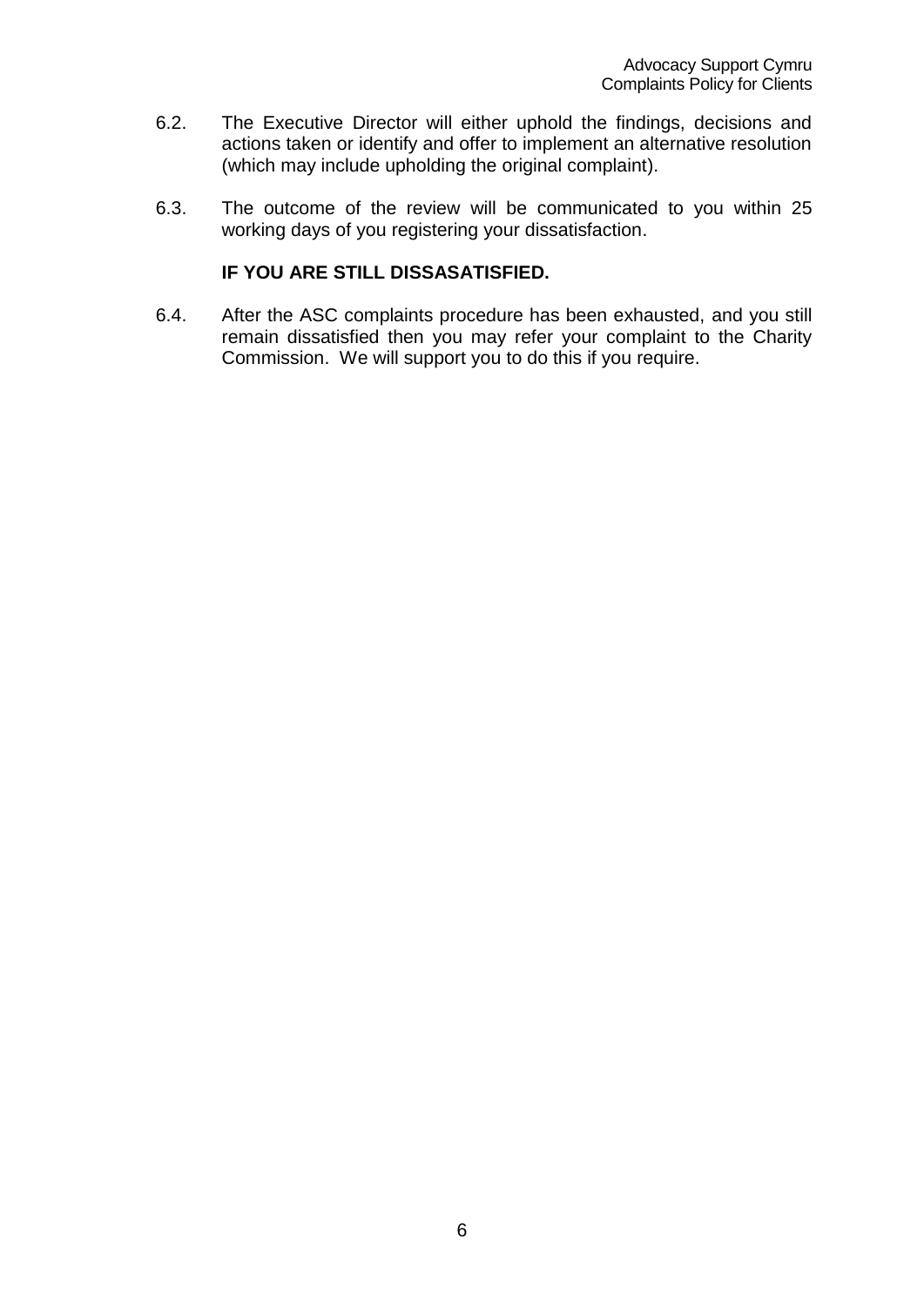6.2. The Executive Director will either uphold the findings, decisions and actions taken or identify and offer to implement an alternative resolution (which may include upholding the original complaint).

6.3. The outcome of the review will be communicated to you within 25 working days of you registering your dissatisfaction.

**IF YOU ARE STILL DISSASATISFIED.**

6.4. After the ASC complaints procedure has been exhausted, and you still remain dissatisfied then you may refer your complaint to the Charity Commission. We will support you to do this if you require.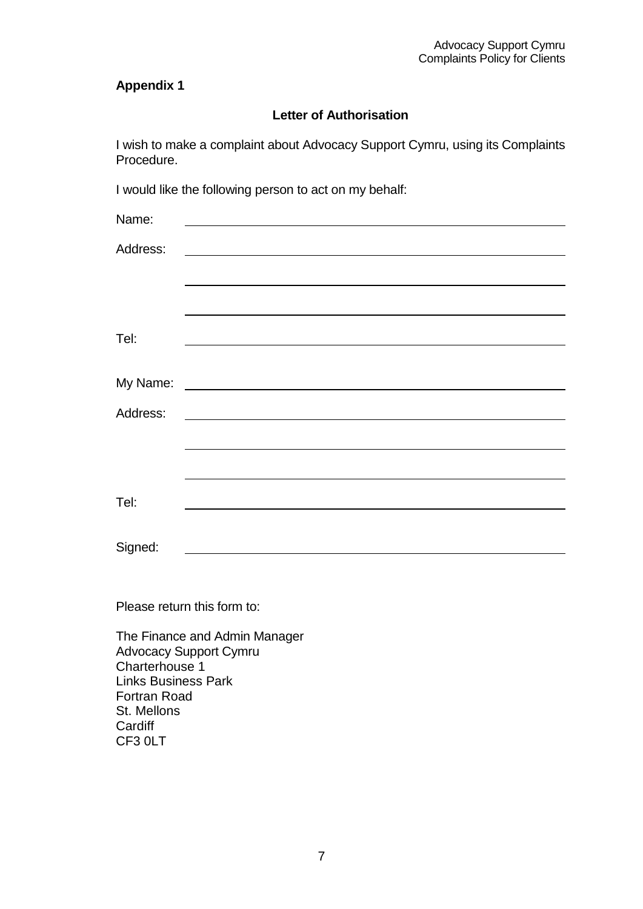**Appendix 1**

**Letter of Authorisation**

I wish to make a complaint about Advocacy Support Cymru, using its Complaints Procedure.

I would like the following person to act on my behalf:

Name: ____________________________________________

Address: __________________________________________

__________________________________________

__________________________________________

Tel: ______________________________________________

My Name: _________________________________________

Address: __________________________________________

__________________________________________

__________________________________________

Tel: ______________________________________________

Signed: ___________________________________________

Please return this form to:

The Finance and Admin Manager
Advocacy Support Cymru
Charterhouse 1
Links Business Park
Fortran Road
St. Mellons
Cardiff
CF3 0LT